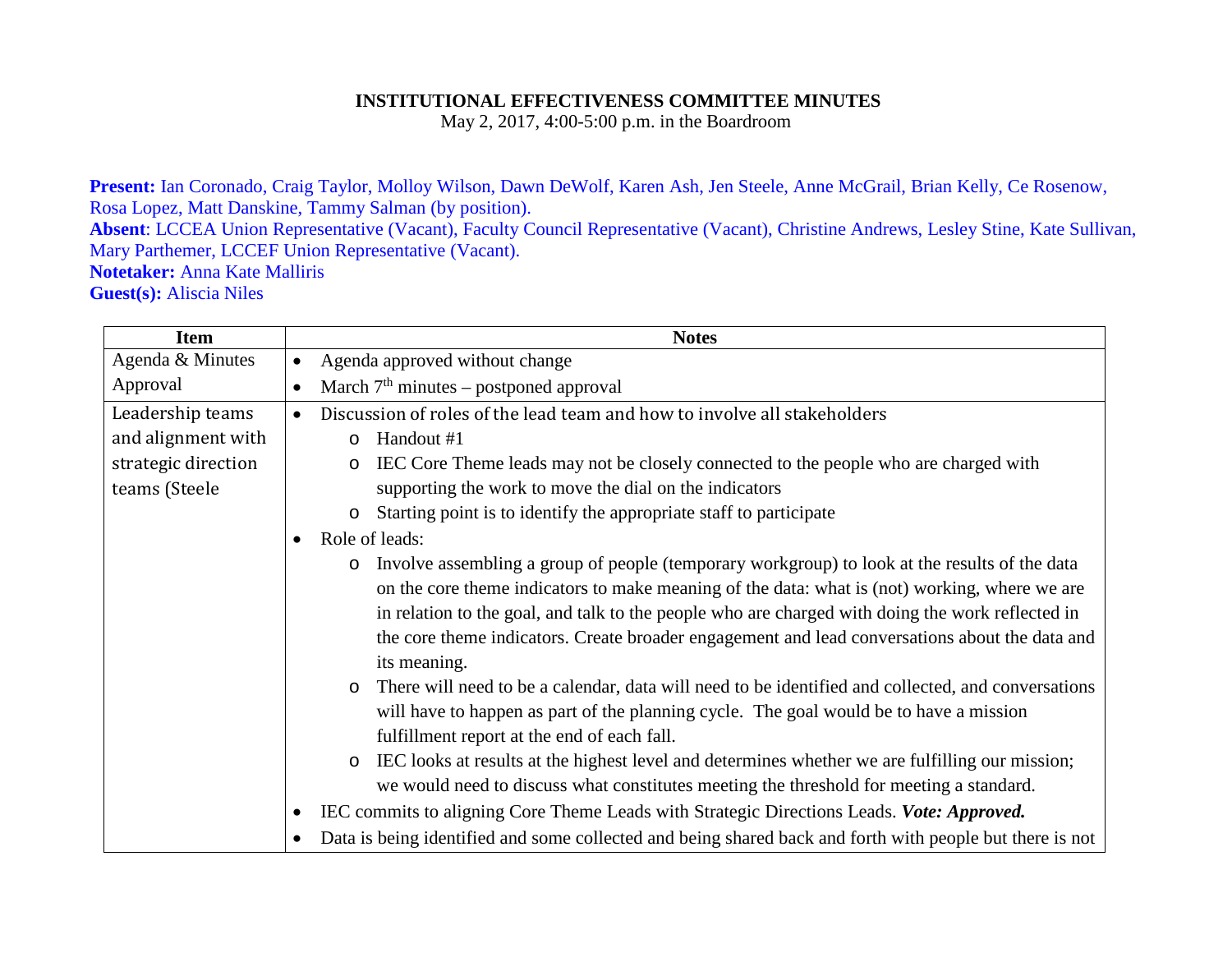**INSTITUTIONAL EFFECTIVENESS COMMITTEE MINUTES**

May 2, 2017, 4:00-5:00 p.m. in the Boardroom

**Present:** Ian Coronado, Craig Taylor, Molloy Wilson, Dawn DeWolf, Karen Ash, Jen Steele, Anne McGrail, Brian Kelly, Ce Rosenow, Rosa Lopez, Matt Danskine, Tammy Salman (by position).
**Absent**: LCCEA Union Representative (Vacant), Faculty Council Representative (Vacant), Christine Andrews, Lesley Stine, Kate Sullivan, Mary Parthemer, LCCEF Union Representative (Vacant).
**Notetaker:** Anna Kate Malliris
**Guest(s):** Aliscia Niles

| Item | Notes |
|---|---|
| Agenda & Minutes Approval | • Agenda approved without change<br>• March 7th minutes – postponed approval |
| Leadership teams and alignment with strategic direction teams (Steele | • Discussion of roles of the lead team and how to involve all stakeholders<br>  ◦ Handout #1<br>  ◦ IEC Core Theme leads may not be closely connected to the people who are charged with supporting the work to move the dial on the indicators<br>  ◦ Starting point is to identify the appropriate staff to participate<br>• Role of leads:<br>  ◦ Involve assembling a group of people (temporary workgroup) to look at the results of the data on the core theme indicators to make meaning of the data: what is (not) working, where we are in relation to the goal, and talk to the people who are charged with doing the work reflected in the core theme indicators. Create broader engagement and lead conversations about the data and its meaning.<br>  ◦ There will need to be a calendar, data will need to be identified and collected, and conversations will have to happen as part of the planning cycle. The goal would be to have a mission fulfillment report at the end of each fall.<br>  ◦ IEC looks at results at the highest level and determines whether we are fulfilling our mission; we would need to discuss what constitutes meeting the threshold for meeting a standard.<br>• IEC commits to aligning Core Theme Leads with Strategic Directions Leads. ***Vote: Approved.***<br>• Data is being identified and some collected and being shared back and forth with people but there is not |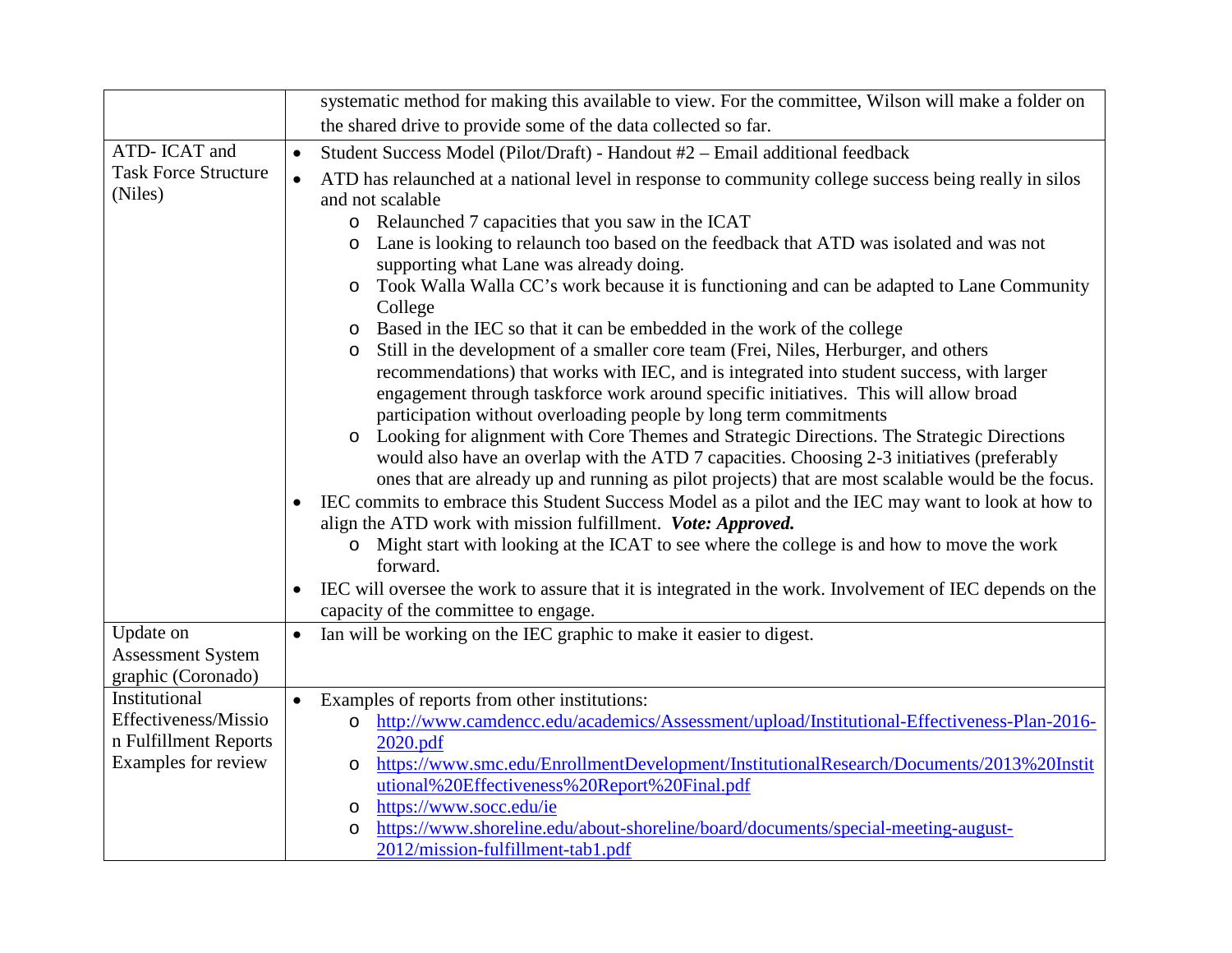| | |
|---|---|
| | systematic method for making this available to view. For the committee, Wilson will make a folder on the shared drive to provide some of the data collected so far. |
| ATD- ICAT and Task Force Structure (Niles) | • Student Success Model (Pilot/Draft) - Handout #2 – Email additional feedback<br>• ATD has relaunched at a national level in response to community college success being really in silos and not scalable<br>&nbsp;&nbsp;&nbsp;&nbsp;o Relaunched 7 capacities that you saw in the ICAT<br>&nbsp;&nbsp;&nbsp;&nbsp;o Lane is looking to relaunch too based on the feedback that ATD was isolated and was not supporting what Lane was already doing.<br>&nbsp;&nbsp;&nbsp;&nbsp;o Took Walla Walla CC's work because it is functioning and can be adapted to Lane Community College<br>&nbsp;&nbsp;&nbsp;&nbsp;o Based in the IEC so that it can be embedded in the work of the college<br>&nbsp;&nbsp;&nbsp;&nbsp;o Still in the development of a smaller core team (Frei, Niles, Herburger, and others recommendations) that works with IEC, and is integrated into student success, with larger engagement through taskforce work around specific initiatives. This will allow broad participation without overloading people by long term commitments<br>&nbsp;&nbsp;&nbsp;&nbsp;o Looking for alignment with Core Themes and Strategic Directions. The Strategic Directions would also have an overlap with the ATD 7 capacities. Choosing 2-3 initiatives (preferably ones that are already up and running as pilot projects) that are most scalable would be the focus.<br>• IEC commits to embrace this Student Success Model as a pilot and the IEC may want to look at how to align the ATD work with mission fulfillment. ***Vote: Approved.***<br>&nbsp;&nbsp;&nbsp;&nbsp;o Might start with looking at the ICAT to see where the college is and how to move the work forward.<br>• IEC will oversee the work to assure that it is integrated in the work. Involvement of IEC depends on the capacity of the committee to engage. |
| Update on Assessment System graphic (Coronado) | • Ian will be working on the IEC graphic to make it easier to digest. |
| Institutional Effectiveness/Mission Fulfillment Reports Examples for review | • Examples of reports from other institutions:<br>&nbsp;&nbsp;&nbsp;&nbsp;o http://www.camdencc.edu/academics/Assessment/upload/Institutional-Effectiveness-Plan-2016-2020.pdf<br>&nbsp;&nbsp;&nbsp;&nbsp;o https://www.smc.edu/EnrollmentDevelopment/InstitutionalResearch/Documents/2013%20Institutional%20Effectiveness%20Report%20Final.pdf<br>&nbsp;&nbsp;&nbsp;&nbsp;o https://www.socc.edu/ie<br>&nbsp;&nbsp;&nbsp;&nbsp;o https://www.shoreline.edu/about-shoreline/board/documents/special-meeting-august-2012/mission-fulfillment-tab1.pdf |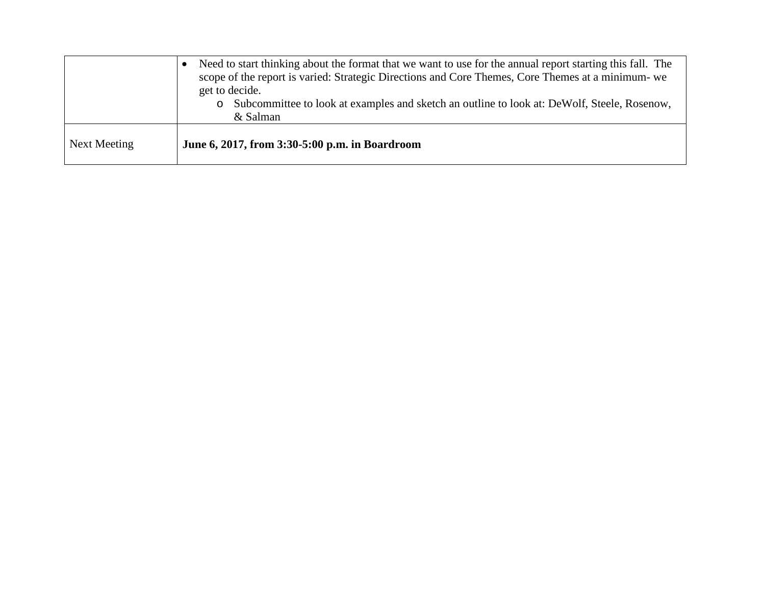| | |
|---|---|
| | • Need to start thinking about the format that we want to use for the annual report starting this fall. The scope of the report is varied: Strategic Directions and Core Themes, Core Themes at a minimum- we get to decide.<br>o Subcommittee to look at examples and sketch an outline to look at: DeWolf, Steele, Rosenow, & Salman |
| Next Meeting | **June 6, 2017, from 3:30-5:00 p.m. in Boardroom** |